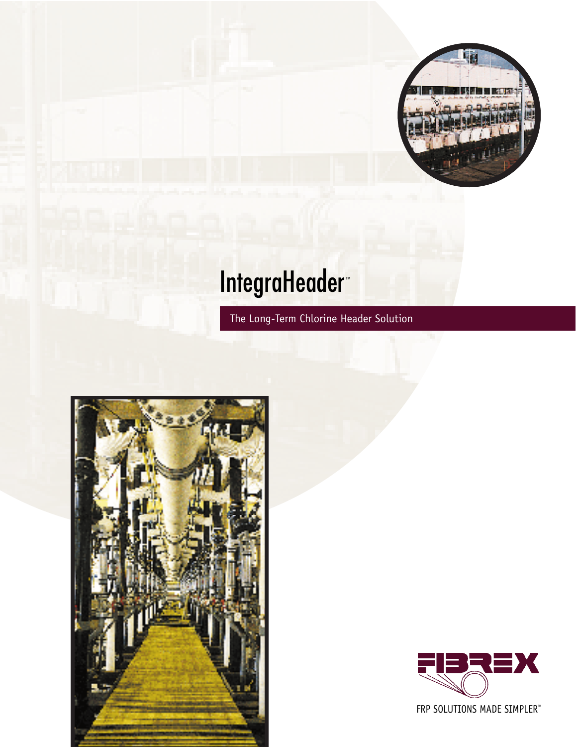# IntegraHeader™

The Long-Term Chlorine Header Solution

FIBREX

FRP SOLUTIONS MADE SIMPLER™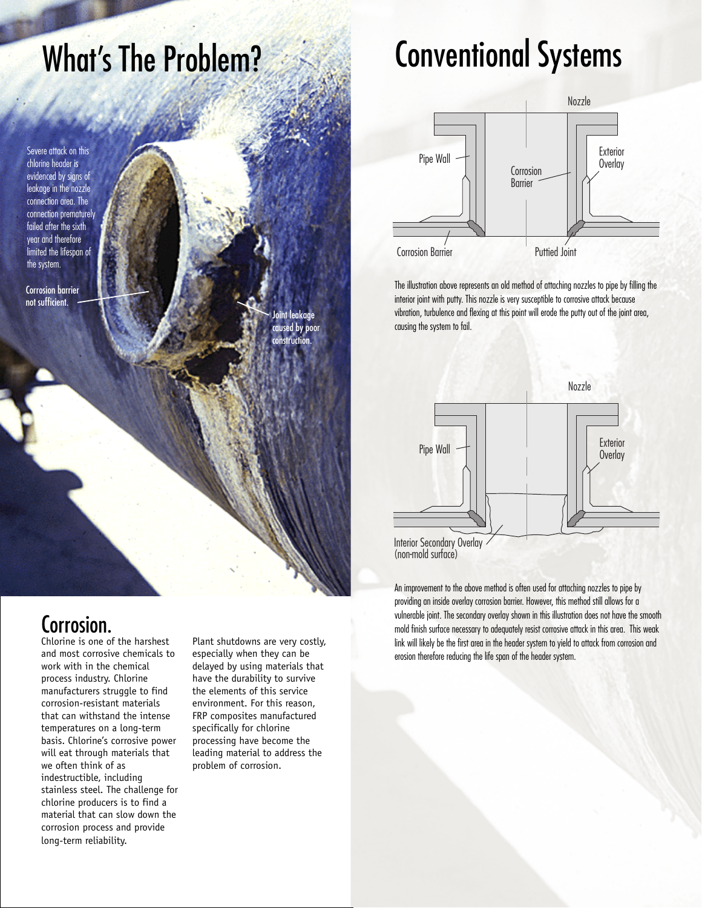# What's The Problem?

Severe attack on this chlorine header is evidenced by signs of leakage in the nozzle connection area. The connection prematurely failed after the sixth year and therefore limited the lifespan of the system.

Corrosion barrier not sufficient.

Joint leakage caused by poor construction.

## Corrosion.

Chlorine is one of the harshest and most corrosive chemicals to work with in the chemical process industry. Chlorine manufacturers struggle to find corrosion-resistant materials that can withstand the intense temperatures on a long-term basis. Chlorine's corrosive power will eat through materials that we often think of as indestructible, including stainless steel. The challenge for chlorine producers is to find a material that can slow down the corrosion process and provide long-term reliability.

Plant shutdowns are very costly, especially when they can be delayed by using materials that have the durability to survive the elements of this service environment. For this reason, FRP composites manufactured specifically for chlorine processing have become the leading material to address the problem of corrosion.

# Conventional Systems

Nozzle

Pipe Wall

Corrosion Barrier

Exterior Overlay

Corrosion Barrier

Puttied Joint

The illustration above represents an old method of attaching nozzles to pipe by filling the interior joint with putty. This nozzle is very susceptible to corrosive attack because vibration, turbulence and flexing at this point will erode the putty out of the joint area, causing the system to fail.

Nozzle

Pipe Wall

Exterior Overlay

Interior Secondary Overlay (non-mold surface)

An improvement to the above method is often used for attaching nozzles to pipe by providing an inside overlay corrosion barrier. However, this method still allows for a vulnerable joint. The secondary overlay shown in this illustration does not have the smooth mold finish surface necessary to adequately resist corrosive attack in this area. This weak link will likely be the first area in the header system to yield to attack from corrosion and erosion therefore reducing the life span of the header system.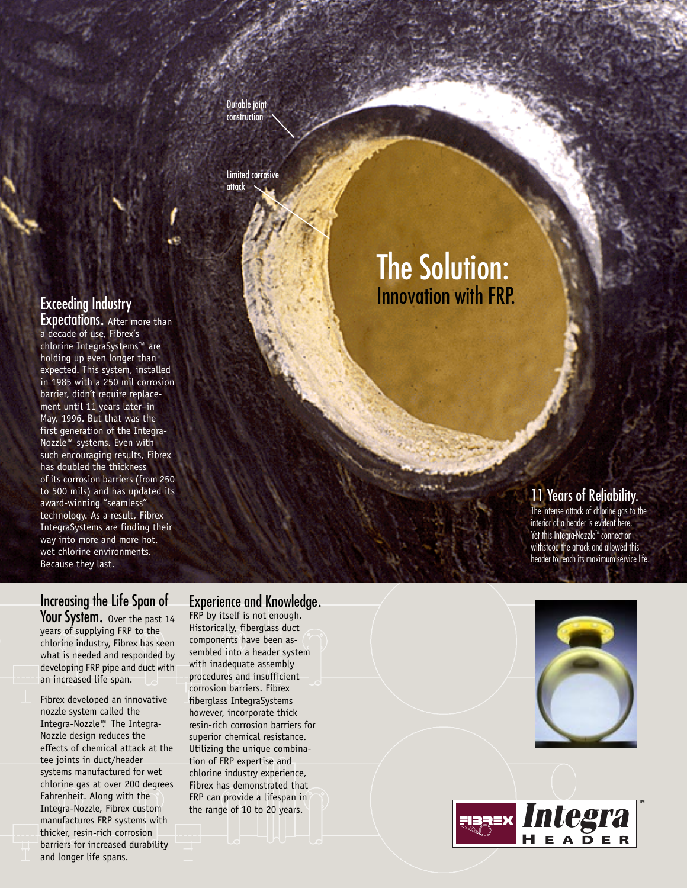Durable joint construction

Limited corrosive attack

# The Solution:
## Innovation with FRP.

**Exceeding Industry Expectations.** After more than a decade of use, Fibrex's chlorine IntegraSystems™ are holding up even longer than expected. This system, installed in 1985 with a 250 mil corrosion barrier, didn't require replacement until 11 years later–in May, 1996. But that was the first generation of the Integra-Nozzle™ systems. Even with such encouraging results, Fibrex has doubled the thickness of its corrosion barriers (from 250 to 500 mils) and has updated its award-winning "seamless" technology. As a result, Fibrex IntegraSystems are finding their way into more and more hot, wet chlorine environments. Because they last.

### 11 Years of Reliability.

The intense attack of chlorine gas to the interior of a header is evident here. Yet this Integra-Nozzle™ connection withstood the attack and allowed this header to reach its maximum service life.

**Increasing the Life Span of Your System.** Over the past 14 years of supplying FRP to the chlorine industry, Fibrex has seen what is needed and responded by developing FRP pipe and duct with an increased life span.

Fibrex developed an innovative nozzle system called the Integra-Nozzle™. The Integra-Nozzle design reduces the effects of chemical attack at the tee joints in duct/header systems manufactured for wet chlorine gas at over 200 degrees Fahrenheit. Along with the Integra-Nozzle, Fibrex custom manufactures FRP systems with thicker, resin-rich corrosion barriers for increased durability and longer life spans.

**Experience and Knowledge.** FRP by itself is not enough. Historically, fiberglass duct components have been assembled into a header system with inadequate assembly procedures and insufficient corrosion barriers. Fibrex fiberglass IntegraSystems however, incorporate thick resin-rich corrosion barriers for superior chemical resistance. Utilizing the unique combination of FRP expertise and chlorine industry experience, Fibrex has demonstrated that FRP can provide a lifespan in the range of 10 to 20 years.

FIBREX Integra™ HEADER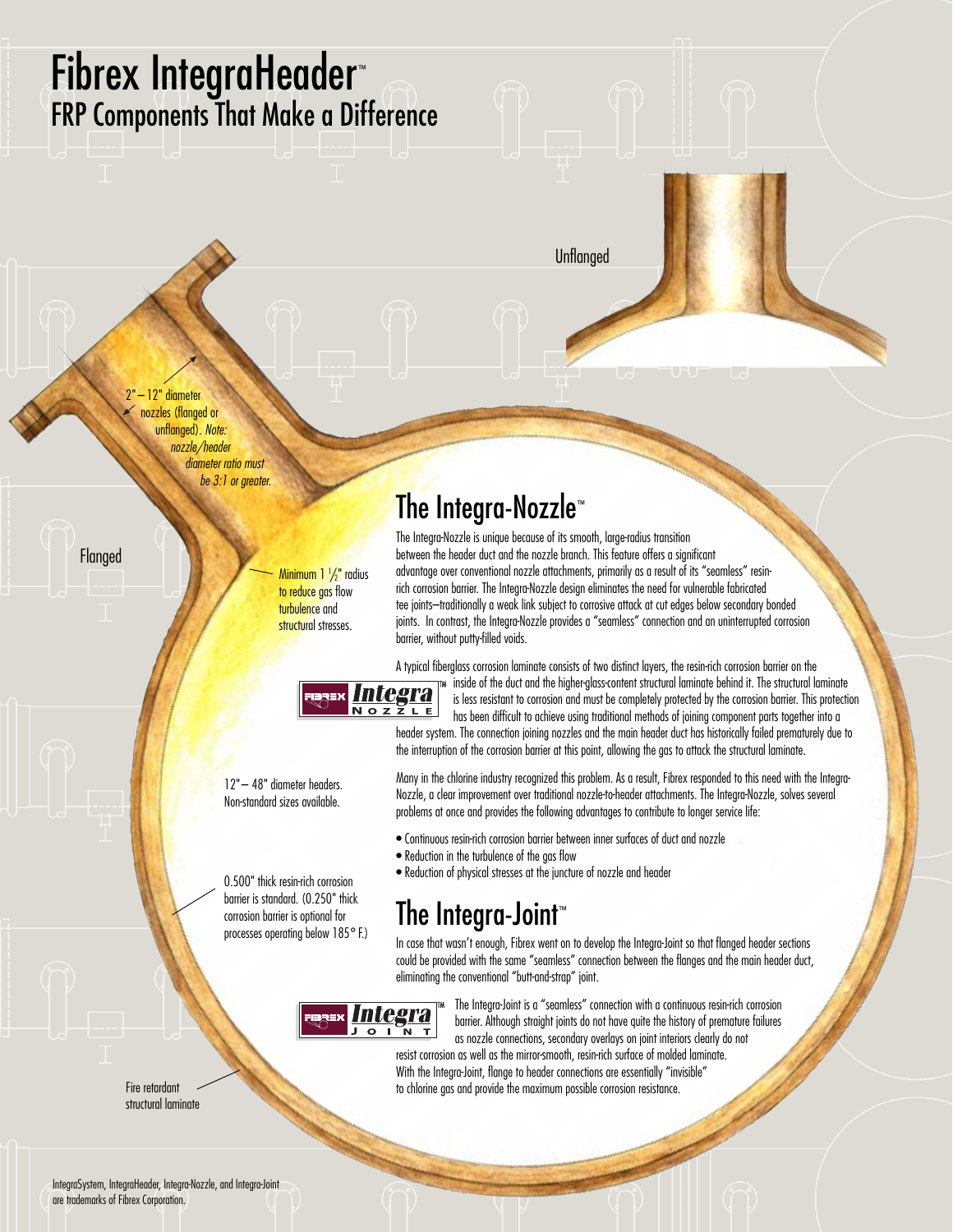# Fibrex IntegraHeader™

## FRP Components That Make a Difference

Unflanged

2" – 12" diameter nozzles (flanged or unflanged). *Note: nozzle/header diameter ratio must be 3:1 or greater.*

Flanged

Minimum 1 ½" radius to reduce gas flow turbulence and structural stresses.

12" – 48" diameter headers. Non-standard sizes available.

0.500" thick resin-rich corrosion barrier is standard. (0.250" thick corrosion barrier is optional for processes operating below 185° F.)

Fire retardant structural laminate

## The Integra-Nozzle™

The Integra-Nozzle is unique because of its smooth, large-radius transition between the header duct and the nozzle branch. This feature offers a significant advantage over conventional nozzle attachments, primarily as a result of its "seamless" resin-rich corrosion barrier. The Integra-Nozzle design eliminates the need for vulnerable fabricated tee joints–traditionally a weak link subject to corrosive attack at cut edges below secondary bonded joints. In contrast, the Integra-Nozzle provides a "seamless" connection and an uninterrupted corrosion barrier, without putty-filled voids.

FIBREX Integra™ NOZZLE

A typical fiberglass corrosion laminate consists of two distinct layers, the resin-rich corrosion barrier on the inside of the duct and the higher-glass-content structural laminate behind it. The structural laminate is less resistant to corrosion and must be completely protected by the corrosion barrier. This protection has been difficult to achieve using traditional methods of joining component parts together into a header system. The connection joining nozzles and the main header duct has historically failed prematurely due to the interruption of the corrosion barrier at this point, allowing the gas to attack the structural laminate.

Many in the chlorine industry recognized this problem. As a result, Fibrex responded to this need with the Integra-Nozzle, a clear improvement over traditional nozzle-to-header attachments. The Integra-Nozzle, solves several problems at once and provides the following advantages to contribute to longer service life:

- Continuous resin-rich corrosion barrier between inner surfaces of duct and nozzle
- Reduction in the turbulence of the gas flow
- Reduction of physical stresses at the juncture of nozzle and header

## The Integra-Joint™

In case that wasn't enough, Fibrex went on to develop the Integra-Joint so that flanged header sections could be provided with the same "seamless" connection between the flanges and the main header duct, eliminating the conventional "butt-and-strap" joint.

FIBREX Integra™ JOINT

The Integra-Joint is a "seamless" connection with a continuous resin-rich corrosion barrier. Although straight joints do not have quite the history of premature failures as nozzle connections, secondary overlays on joint interiors clearly do not resist corrosion as well as the mirror-smooth, resin-rich surface of molded laminate. With the Integra-Joint, flange to header connections are essentially "invisible" to chlorine gas and provide the maximum possible corrosion resistance.

IntegraSystem, IntegraHeader, Integra-Nozzle, and Integra-Joint are trademarks of Fibrex Corporation.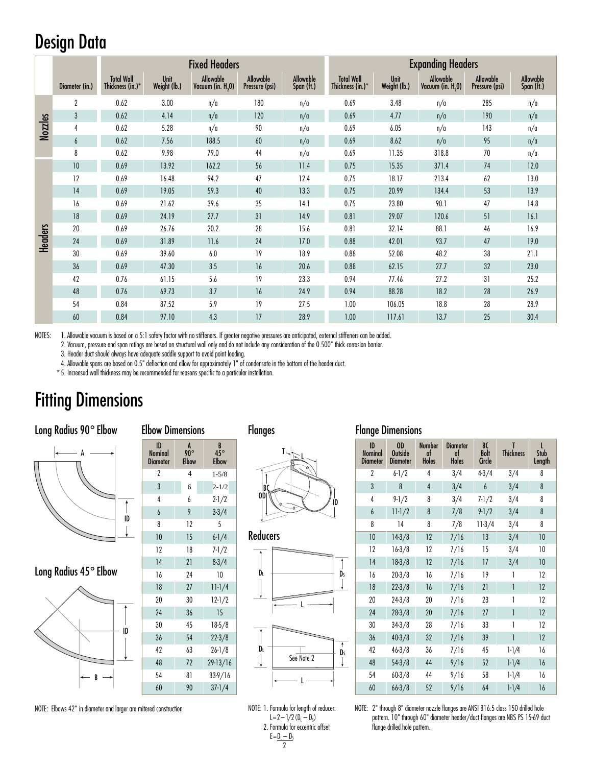# Design Data

| | | Fixed Headers | | | | | Expanding Headers | | | | |
|---|---|---|---|---|---|---|---|---|---|---|---|
| | Diameter (in.) | Total Wall Thickness (in.)* | Unit Weight (lb.) | Allowable Vacuum (in. $H_2O$) | Allowable Pressure (psi) | Allowable Span (ft.) | Total Wall Thickness (in.)* | Unit Weight (lb.) | Allowable Vacuum (in. $H_2O$) | Allowable Pressure (psi) | Allowable Span (ft.) |
| Nozzles | 2 | 0.62 | 3.00 | n/a | 180 | n/a | 0.69 | 3.48 | n/a | 285 | n/a |
| | 3 | 0.62 | 4.14 | n/a | 120 | n/a | 0.69 | 4.77 | n/a | 190 | n/a |
| | 4 | 0.62 | 5.28 | n/a | 90 | n/a | 0.69 | 6.05 | n/a | 143 | n/a |
| | 6 | 0.62 | 7.56 | 188.5 | 60 | n/a | 0.69 | 8.62 | n/a | 95 | n/a |
| | 8 | 0.62 | 9.98 | 79.0 | 44 | n/a | 0.69 | 11.35 | 318.8 | 70 | n/a |
| Headers | 10 | 0.69 | 13.92 | 162.2 | 56 | 11.4 | 0.75 | 15.35 | 371.4 | 74 | 12.0 |
| | 12 | 0.69 | 16.48 | 94.2 | 47 | 12.4 | 0.75 | 18.17 | 213.4 | 62 | 13.0 |
| | 14 | 0.69 | 19.05 | 59.3 | 40 | 13.3 | 0.75 | 20.99 | 134.4 | 53 | 13.9 |
| | 16 | 0.69 | 21.62 | 39.6 | 35 | 14.1 | 0.75 | 23.80 | 90.1 | 47 | 14.8 |
| | 18 | 0.69 | 24.19 | 27.7 | 31 | 14.9 | 0.81 | 29.07 | 120.6 | 51 | 16.1 |
| | 20 | 0.69 | 26.76 | 20.2 | 28 | 15.6 | 0.81 | 32.14 | 88.1 | 46 | 16.9 |
| | 24 | 0.69 | 31.89 | 11.6 | 24 | 17.0 | 0.88 | 42.01 | 93.7 | 47 | 19.0 |
| | 30 | 0.69 | 39.60 | 6.0 | 19 | 18.9 | 0.88 | 52.08 | 48.2 | 38 | 21.1 |
| | 36 | 0.69 | 47.30 | 3.5 | 16 | 20.6 | 0.88 | 62.15 | 27.7 | 32 | 23.0 |
| | 42 | 0.76 | 61.15 | 5.6 | 19 | 23.3 | 0.94 | 77.46 | 27.2 | 31 | 25.2 |
| | 48 | 0.76 | 69.73 | 3.7 | 16 | 24.9 | 0.94 | 88.28 | 18.2 | 28 | 26.9 |
| | 54 | 0.84 | 87.52 | 5.9 | 19 | 27.5 | 1.00 | 106.05 | 18.8 | 28 | 28.9 |
| | 60 | 0.84 | 97.10 | 4.3 | 17 | 28.9 | 1.00 | 117.61 | 13.7 | 25 | 30.4 |

NOTES:
1. Allowable vacuum is based on a 5:1 safety factor with no stiffeners. If greater negative pressures are anticipated, external stiffeners can be added.
2. Vacuum, pressure and span ratings are based on structural wall only and do not include any consideration of the 0.500" thick corrosion barrier.
3. Header duct should always have adequate saddle support to avoid point loading.
4. Allowable spans are based on 0.5" deflection and allow for approximately 1" of condensate in the bottom of the header duct.

\* 5. Increased wall thickness may be recommended for reasons specific to a particular installation.

# Fitting Dimensions

### Long Radius 90° Elbow

### Long Radius 45° Elbow

NOTE: Elbows 42" in diameter and larger are mitered construction

### Elbow Dimensions

| ID Nominal Diameter | A 90° Elbow | B 45° Elbow |
|---|---|---|
| 2 | 4 | 1-5/8 |
| 3 | 6 | 2-1/2 |
| 4 | 6 | 2-1/2 |
| 6 | 9 | 3-3/4 |
| 8 | 12 | 5 |
| 10 | 15 | 6-1/4 |
| 12 | 18 | 7-1/2 |
| 14 | 21 | 8-3/4 |
| 16 | 24 | 10 |
| 18 | 27 | 11-1/4 |
| 20 | 30 | 12-1/2 |
| 24 | 36 | 15 |
| 30 | 45 | 18-5/8 |
| 36 | 54 | 22-3/8 |
| 42 | 63 | 26-1/8 |
| 48 | 72 | 29-13/16 |
| 54 | 81 | 33-9/16 |
| 60 | 90 | 37-1/4 |

### Flanges

### Reducers

See Note 2

NOTE:
1. Formula for length of reducer: $L = 2 - 1/2\,(D_L - D_S)$
2. Formula for eccentric offset $E = \frac{D_L - D_S}{2}$

### Flange Dimensions

| ID Nominal Diameter | OD Outside Diameter | Number of Holes | Diameter of Holes | BC Bolt Circle | T Thickness | L Stub Length |
|---|---|---|---|---|---|---|
| 2 | 6-1/2 | 4 | 3/4 | 4-3/4 | 3/4 | 8 |
| 3 | 8 | 4 | 3/4 | 6 | 3/4 | 8 |
| 4 | 9-1/2 | 8 | 3/4 | 7-1/2 | 3/4 | 8 |
| 6 | 11-1/2 | 8 | 7/8 | 9-1/2 | 3/4 | 8 |
| 8 | 14 | 8 | 7/8 | 11-3/4 | 3/4 | 8 |
| 10 | 14-3/8 | 12 | 7/16 | 13 | 3/4 | 10 |
| 12 | 16-3/8 | 12 | 7/16 | 15 | 3/4 | 10 |
| 14 | 18-3/8 | 12 | 7/16 | 17 | 3/4 | 10 |
| 16 | 20-3/8 | 16 | 7/16 | 19 | 1 | 12 |
| 18 | 22-3/8 | 16 | 7/16 | 21 | 1 | 12 |
| 20 | 24-3/8 | 20 | 7/16 | 23 | 1 | 12 |
| 24 | 28-3/8 | 20 | 7/16 | 27 | 1 | 12 |
| 30 | 34-3/8 | 28 | 7/16 | 33 | 1 | 12 |
| 36 | 40-3/8 | 32 | 7/16 | 39 | 1 | 12 |
| 42 | 46-3/8 | 36 | 7/16 | 45 | 1-1/4 | 16 |
| 48 | 54-3/8 | 44 | 9/16 | 52 | 1-1/4 | 16 |
| 54 | 60-3/8 | 44 | 9/16 | 58 | 1-1/4 | 16 |
| 60 | 66-3/8 | 52 | 9/16 | 64 | 1-1/4 | 16 |

NOTE: 2" through 8" diameter nozzle flanges are ANSI B16.5 class 150 drilled hole pattern. 10" through 60" diameter header/duct flanges are NBS PS 15-69 duct flange drilled hole pattern.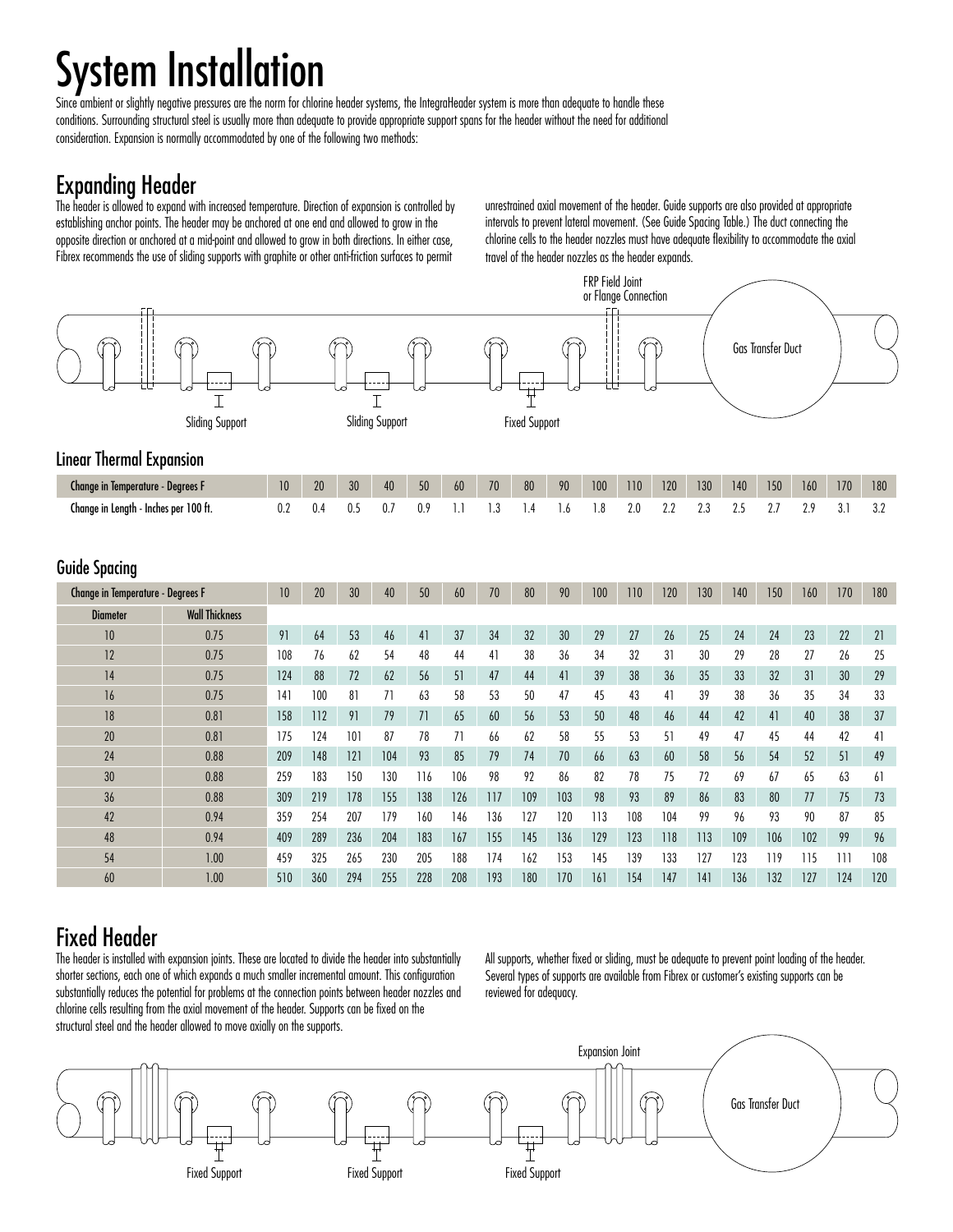# System Installation

Since ambient or slightly negative pressures are the norm for chlorine header systems, the IntegraHeader system is more than adequate to handle these conditions. Surrounding structural steel is usually more than adequate to provide appropriate support spans for the header without the need for additional consideration. Expansion is normally accommodated by one of the following two methods:

## Expanding Header

The header is allowed to expand with increased temperature. Direction of expansion is controlled by establishing anchor points. The header may be anchored at one end and allowed to grow in the opposite direction or anchored at a mid-point and allowed to grow in both directions. In either case, Fibrex recommends the use of sliding supports with graphite or other anti-friction surfaces to permit unrestrained axial movement of the header. Guide supports are also provided at appropriate intervals to prevent lateral movement. (See Guide Spacing Table.) The duct connecting the chlorine cells to the header nozzles must have adequate flexibility to accommodate the axial travel of the header nozzles as the header expands.

FRP Field Joint or Flange Connection

Gas Transfer Duct

Sliding Support | Sliding Support | Fixed Support

### Linear Thermal Expansion

| Change in Temperature - Degrees F | 10 | 20 | 30 | 40 | 50 | 60 | 70 | 80 | 90 | 100 | 110 | 120 | 130 | 140 | 150 | 160 | 170 | 180 |
|---|---|---|---|---|---|---|---|---|---|---|---|---|---|---|---|---|---|---|
| Change in Length - Inches per 100 ft. | 0.2 | 0.4 | 0.5 | 0.7 | 0.9 | 1.1 | 1.3 | 1.4 | 1.6 | 1.8 | 2.0 | 2.2 | 2.3 | 2.5 | 2.7 | 2.9 | 3.1 | 3.2 |

### Guide Spacing

| Change in Temperature - Degrees F | | 10 | 20 | 30 | 40 | 50 | 60 | 70 | 80 | 90 | 100 | 110 | 120 | 130 | 140 | 150 | 160 | 170 | 180 |
|---|---|---|---|---|---|---|---|---|---|---|---|---|---|---|---|---|---|---|---|
| Diameter | Wall Thickness | | | | | | | | | | | | | | | | | | |
| 10 | 0.75 | 91 | 64 | 53 | 46 | 41 | 37 | 34 | 32 | 30 | 29 | 27 | 26 | 25 | 24 | 24 | 23 | 22 | 21 |
| 12 | 0.75 | 108 | 76 | 62 | 54 | 48 | 44 | 41 | 38 | 36 | 34 | 32 | 31 | 30 | 29 | 28 | 27 | 26 | 25 |
| 14 | 0.75 | 124 | 88 | 72 | 62 | 56 | 51 | 47 | 44 | 41 | 39 | 38 | 36 | 35 | 33 | 32 | 31 | 30 | 29 |
| 16 | 0.75 | 141 | 100 | 81 | 71 | 63 | 58 | 53 | 50 | 47 | 45 | 43 | 41 | 39 | 38 | 36 | 35 | 34 | 33 |
| 18 | 0.81 | 158 | 112 | 91 | 79 | 71 | 65 | 60 | 56 | 53 | 50 | 48 | 46 | 44 | 42 | 41 | 40 | 38 | 37 |
| 20 | 0.81 | 175 | 124 | 101 | 87 | 78 | 71 | 66 | 62 | 58 | 55 | 53 | 51 | 49 | 47 | 45 | 44 | 42 | 41 |
| 24 | 0.88 | 209 | 148 | 121 | 104 | 93 | 85 | 79 | 74 | 70 | 66 | 63 | 60 | 58 | 56 | 54 | 52 | 51 | 49 |
| 30 | 0.88 | 259 | 183 | 150 | 130 | 116 | 106 | 98 | 92 | 86 | 82 | 78 | 75 | 72 | 69 | 67 | 65 | 63 | 61 |
| 36 | 0.88 | 309 | 219 | 178 | 155 | 138 | 126 | 117 | 109 | 103 | 98 | 93 | 89 | 86 | 83 | 80 | 77 | 75 | 73 |
| 42 | 0.94 | 359 | 254 | 207 | 179 | 160 | 146 | 136 | 127 | 120 | 113 | 108 | 104 | 99 | 96 | 93 | 90 | 87 | 85 |
| 48 | 0.94 | 409 | 289 | 236 | 204 | 183 | 167 | 155 | 145 | 136 | 129 | 123 | 118 | 113 | 109 | 106 | 102 | 99 | 96 |
| 54 | 1.00 | 459 | 325 | 265 | 230 | 205 | 188 | 174 | 162 | 153 | 145 | 139 | 133 | 127 | 123 | 119 | 115 | 111 | 108 |
| 60 | 1.00 | 510 | 360 | 294 | 255 | 228 | 208 | 193 | 180 | 170 | 161 | 154 | 147 | 141 | 136 | 132 | 127 | 124 | 120 |

## Fixed Header

The header is installed with expansion joints. These are located to divide the header into substantially shorter sections, each one of which expands a much smaller incremental amount. This configuration substantially reduces the potential for problems at the connection points between header nozzles and chlorine cells resulting from the axial movement of the header. Supports can be fixed on the structural steel and the header allowed to move axially on the supports.

All supports, whether fixed or sliding, must be adequate to prevent point loading of the header. Several types of supports are available from Fibrex or customer's existing supports can be reviewed for adequacy.

Expansion Joint

Gas Transfer Duct

Fixed Support | Fixed Support | Fixed Support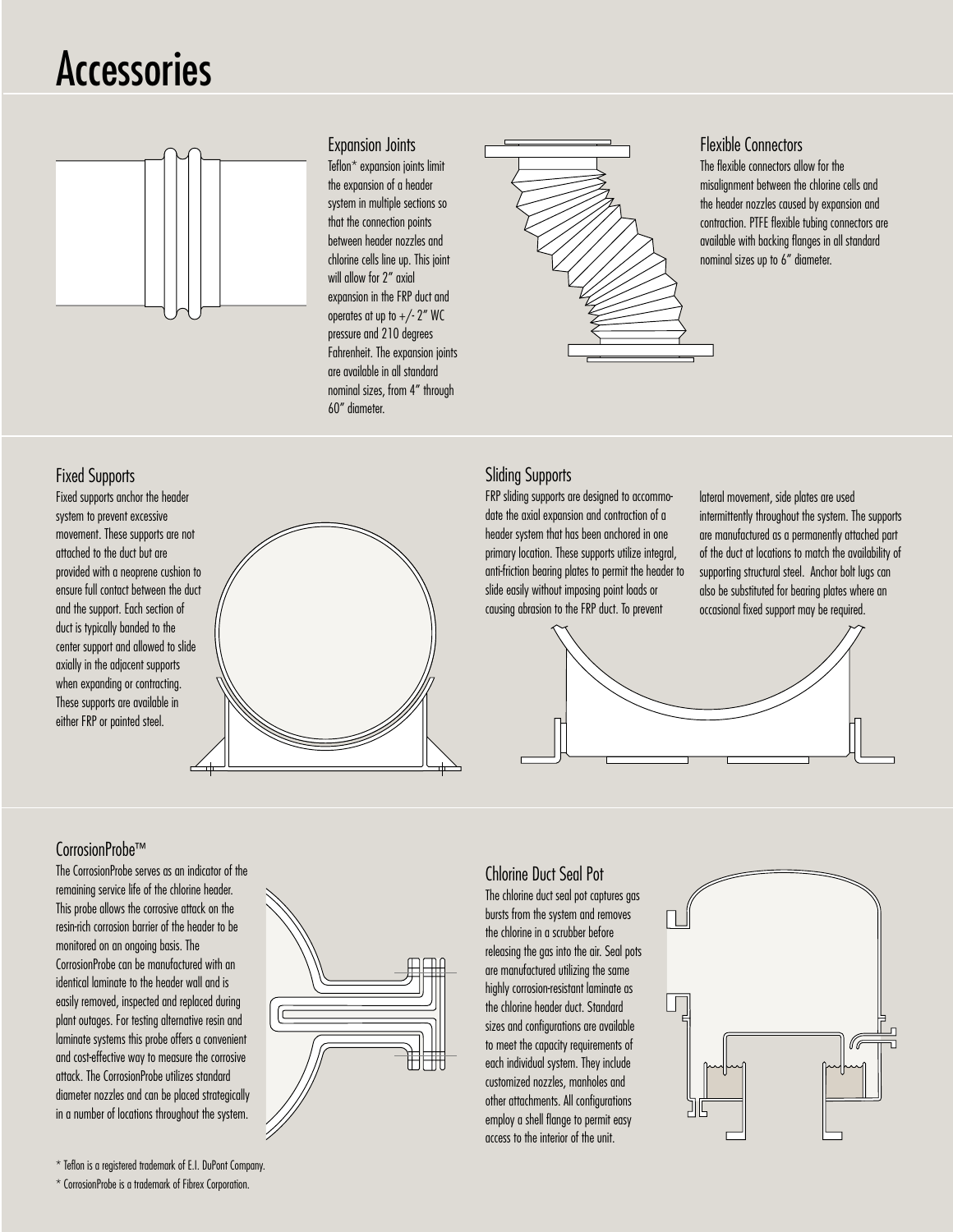# Accessories

## Expansion Joints

Teflon* expansion joints limit the expansion of a header system in multiple sections so that the connection points between header nozzles and chlorine cells line up. This joint will allow for 2" axial expansion in the FRP duct and operates at up to +/- 2" WC pressure and 210 degrees Fahrenheit. The expansion joints are available in all standard nominal sizes, from 4" through 60" diameter.

## Flexible Connectors

The flexible connectors allow for the misalignment between the chlorine cells and the header nozzles caused by expansion and contraction. PTFE flexible tubing connectors are available with backing flanges in all standard nominal sizes up to 6" diameter.

## Fixed Supports

Fixed supports anchor the header system to prevent excessive movement. These supports are not attached to the duct but are provided with a neoprene cushion to ensure full contact between the duct and the support. Each section of duct is typically banded to the center support and allowed to slide axially in the adjacent supports when expanding or contracting. These supports are available in either FRP or painted steel.

## Sliding Supports

FRP sliding supports are designed to accommodate the axial expansion and contraction of a header system that has been anchored in one primary location. These supports utilize integral, anti-friction bearing plates to permit the header to slide easily without imposing point loads or causing abrasion to the FRP duct. To prevent lateral movement, side plates are used intermittently throughout the system. The supports are manufactured as a permanently attached part of the duct at locations to match the availability of supporting structural steel. Anchor bolt lugs can also be substituted for bearing plates where an occasional fixed support may be required.

## CorrosionProbe™

The CorrosionProbe serves as an indicator of the remaining service life of the chlorine header. This probe allows the corrosive attack on the resin-rich corrosion barrier of the header to be monitored on an ongoing basis. The CorrosionProbe can be manufactured with an identical laminate to the header wall and is easily removed, inspected and replaced during plant outages. For testing alternative resin and laminate systems this probe offers a convenient and cost-effective way to measure the corrosive attack. The CorrosionProbe utilizes standard diameter nozzles and can be placed strategically in a number of locations throughout the system.

## Chlorine Duct Seal Pot

The chlorine duct seal pot captures gas bursts from the system and removes the chlorine in a scrubber before releasing the gas into the air. Seal pots are manufactured utilizing the same highly corrosion-resistant laminate as the chlorine header duct. Standard sizes and configurations are available to meet the capacity requirements of each individual system. They include customized nozzles, manholes and other attachments. All configurations employ a shell flange to permit easy access to the interior of the unit.

\* Teflon is a registered trademark of E.I. DuPont Company.

\* CorrosionProbe is a trademark of Fibrex Corporation.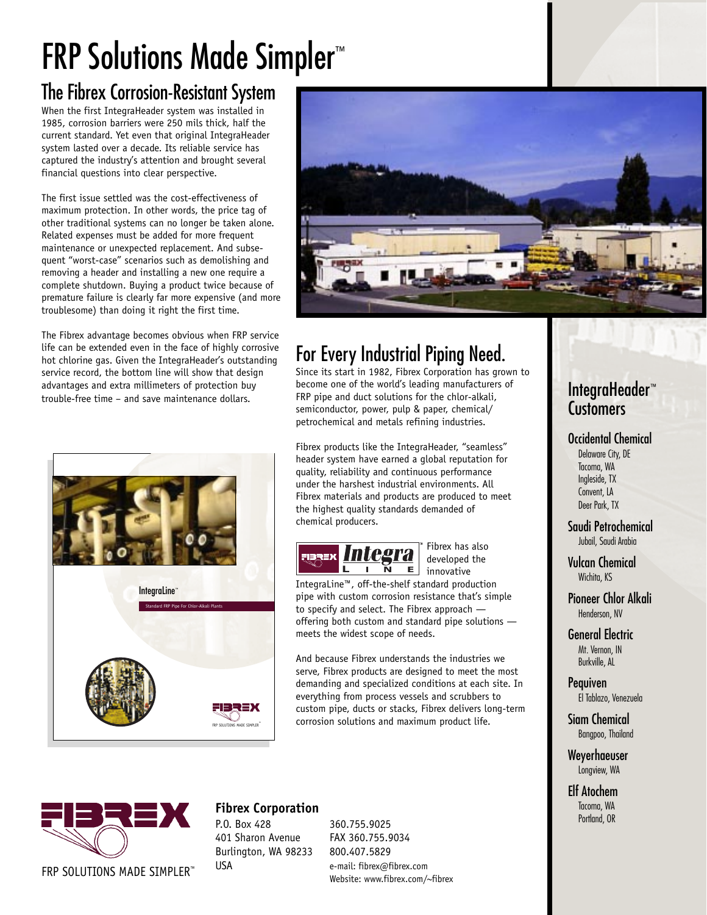# FRP Solutions Made Simpler™

## The Fibrex Corrosion-Resistant System

When the first IntegraHeader system was installed in 1985, corrosion barriers were 250 mils thick, half the current standard. Yet even that original IntegraHeader system lasted over a decade. Its reliable service has captured the industry's attention and brought several financial questions into clear perspective.

The first issue settled was the cost-effectiveness of maximum protection. In other words, the price tag of other traditional systems can no longer be taken alone. Related expenses must be added for more frequent maintenance or unexpected replacement. And subsequent "worst-case" scenarios such as demolishing and removing a header and installing a new one require a complete shutdown. Buying a product twice because of premature failure is clearly far more expensive (and more troublesome) than doing it right the first time.

The Fibrex advantage becomes obvious when FRP service life can be extended even in the face of highly corrosive hot chlorine gas. Given the IntegraHeader's outstanding service record, the bottom line will show that design advantages and extra millimeters of protection buy trouble-free time – and save maintenance dollars.

IntegraLine™

Standard FRP Pipe For Chlor-Alkali Plants

FIBREX

FRP SOLUTIONS MADE SIMPLER™

## For Every Industrial Piping Need.

Since its start in 1982, Fibrex Corporation has grown to become one of the world's leading manufacturers of FRP pipe and duct solutions for the chlor-alkali, semiconductor, power, pulp & paper, chemical/ petrochemical and metals refining industries.

Fibrex products like the IntegraHeader, "seamless" header system have earned a global reputation for quality, reliability and continuous performance under the harshest industrial environments. All Fibrex materials and products are produced to meet the highest quality standards demanded of chemical producers.

FIBREX Integra LINE™ Fibrex has also developed the innovative IntegraLine™, off-the-shelf standard production pipe with custom corrosion resistance that's simple to specify and select. The Fibrex approach — offering both custom and standard pipe solutions — meets the widest scope of needs.

And because Fibrex understands the industries we serve, Fibrex products are designed to meet the most demanding and specialized conditions at each site. In everything from process vessels and scrubbers to custom pipe, ducts or stacks, Fibrex delivers long-term corrosion solutions and maximum product life.

## IntegraHeader™ Customers

**Occidental Chemical**
Delaware City, DE
Tacoma, WA
Ingleside, TX
Convent, LA
Deer Park, TX

**Saudi Petrochemical**
Jubail, Saudi Arabia

**Vulcan Chemical**
Wichita, KS

**Pioneer Chlor Alkali**
Henderson, NV

**General Electric**
Mt. Vernon, IN
Burkville, AL

**Pequiven**
El Tablazo, Venezuela

**Siam Chemical**
Bangpoo, Thailand

**Weyerhaeuser**
Longview, WA

**Elf Atochem**
Tacoma, WA
Portland, OR

FIBREX

FRP SOLUTIONS MADE SIMPLER™

**Fibrex Corporation**

P.O. Box 428
401 Sharon Avenue
Burlington, WA 98233
USA

360.755.9025
FAX 360.755.9034
800.407.5829
e-mail: fibrex@fibrex.com
Website: www.fibrex.com/~fibrex